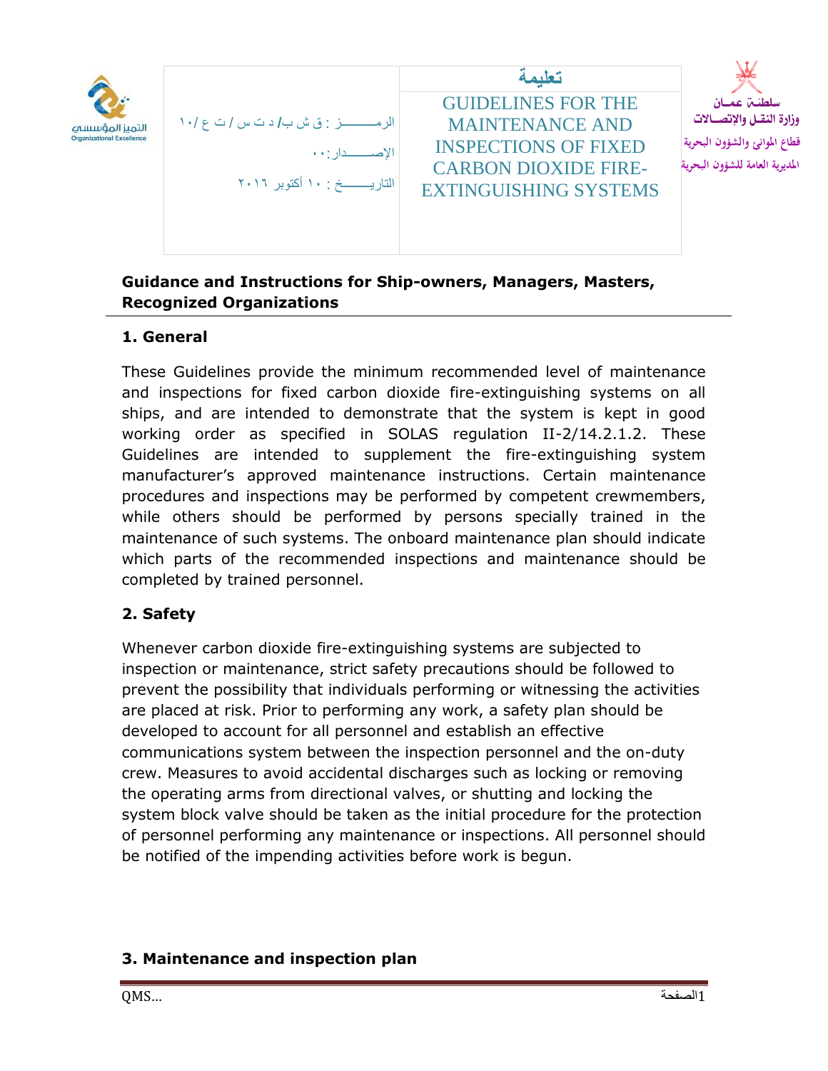سلطنة عمان
وزارة النقل والإتصالات
قطاع الموانئ والشؤون البحرية
المديرية العامة للشؤون البحرية

| | | |
|---|---|---|
| الرمـــــــز : ق ش ب/ د ت س / ت ع /١٠ | تعليمة | |
| الإصـــــــدار:٠٠ | GUIDELINES FOR THE MAINTENANCE AND INSPECTIONS OF FIXED CARBON DIOXIDE FIRE-EXTINGUISHING SYSTEMS | |
| التاريــــــخ : ١٠ أكتوبر ٢٠١٦ | | |

التميز المؤسسي
Organizational Excellence

**Guidance and Instructions for Ship-owners, Managers, Masters, Recognized Organizations**

## 1. General

These Guidelines provide the minimum recommended level of maintenance and inspections for fixed carbon dioxide fire-extinguishing systems on all ships, and are intended to demonstrate that the system is kept in good working order as specified in SOLAS regulation II-2/14.2.1.2. These Guidelines are intended to supplement the fire-extinguishing system manufacturer's approved maintenance instructions. Certain maintenance procedures and inspections may be performed by competent crewmembers, while others should be performed by persons specially trained in the maintenance of such systems. The onboard maintenance plan should indicate which parts of the recommended inspections and maintenance should be completed by trained personnel.

## 2. Safety

Whenever carbon dioxide fire-extinguishing systems are subjected to inspection or maintenance, strict safety precautions should be followed to prevent the possibility that individuals performing or witnessing the activities are placed at risk. Prior to performing any work, a safety plan should be developed to account for all personnel and establish an effective communications system between the inspection personnel and the on-duty crew. Measures to avoid accidental discharges such as locking or removing the operating arms from directional valves, or shutting and locking the system block valve should be taken as the initial procedure for the protection of personnel performing any maintenance or inspections. All personnel should be notified of the impending activities before work is begun.

## 3. Maintenance and inspection plan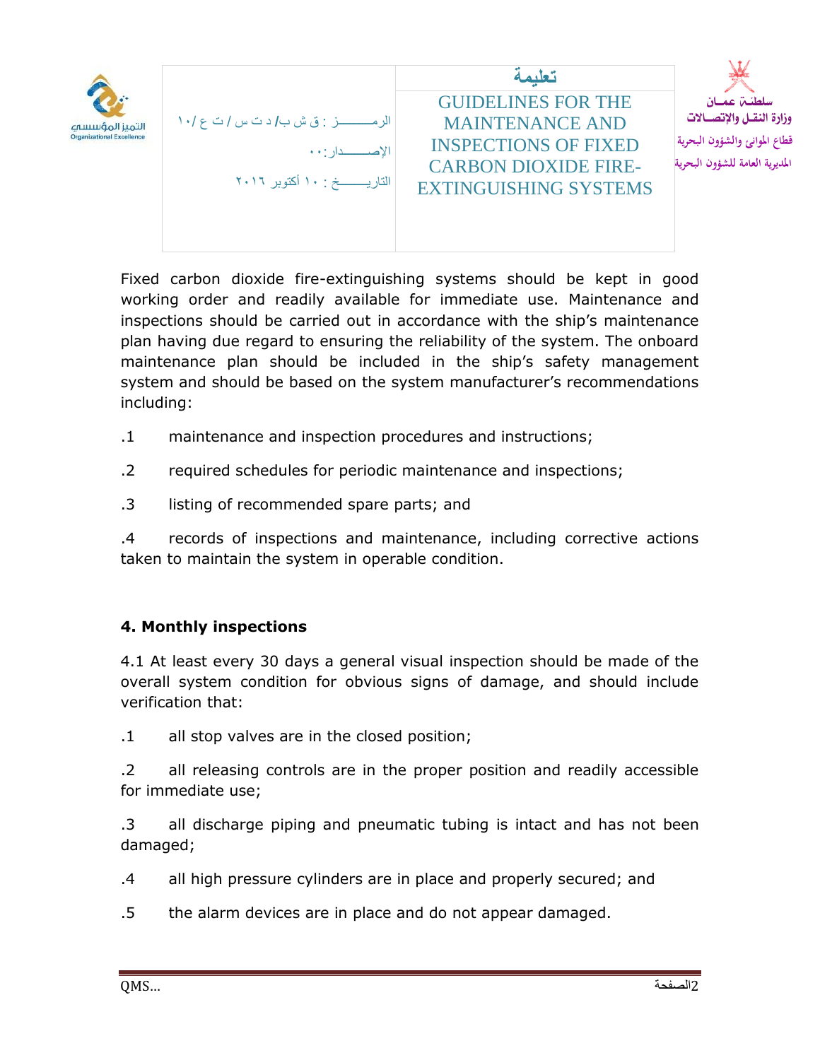Fixed carbon dioxide fire-extinguishing systems should be kept in good working order and readily available for immediate use. Maintenance and inspections should be carried out in accordance with the ship's maintenance plan having due regard to ensuring the reliability of the system. The onboard maintenance plan should be included in the ship's safety management system and should be based on the system manufacturer's recommendations including:

.1 maintenance and inspection procedures and instructions;

.2 required schedules for periodic maintenance and inspections;

.3 listing of recommended spare parts; and

.4 records of inspections and maintenance, including corrective actions taken to maintain the system in operable condition.

**4. Monthly inspections**

4.1 At least every 30 days a general visual inspection should be made of the overall system condition for obvious signs of damage, and should include verification that:

.1 all stop valves are in the closed position;

.2 all releasing controls are in the proper position and readily accessible for immediate use;

.3 all discharge piping and pneumatic tubing is intact and has not been damaged;

.4 all high pressure cylinders are in place and properly secured; and

.5 the alarm devices are in place and do not appear damaged.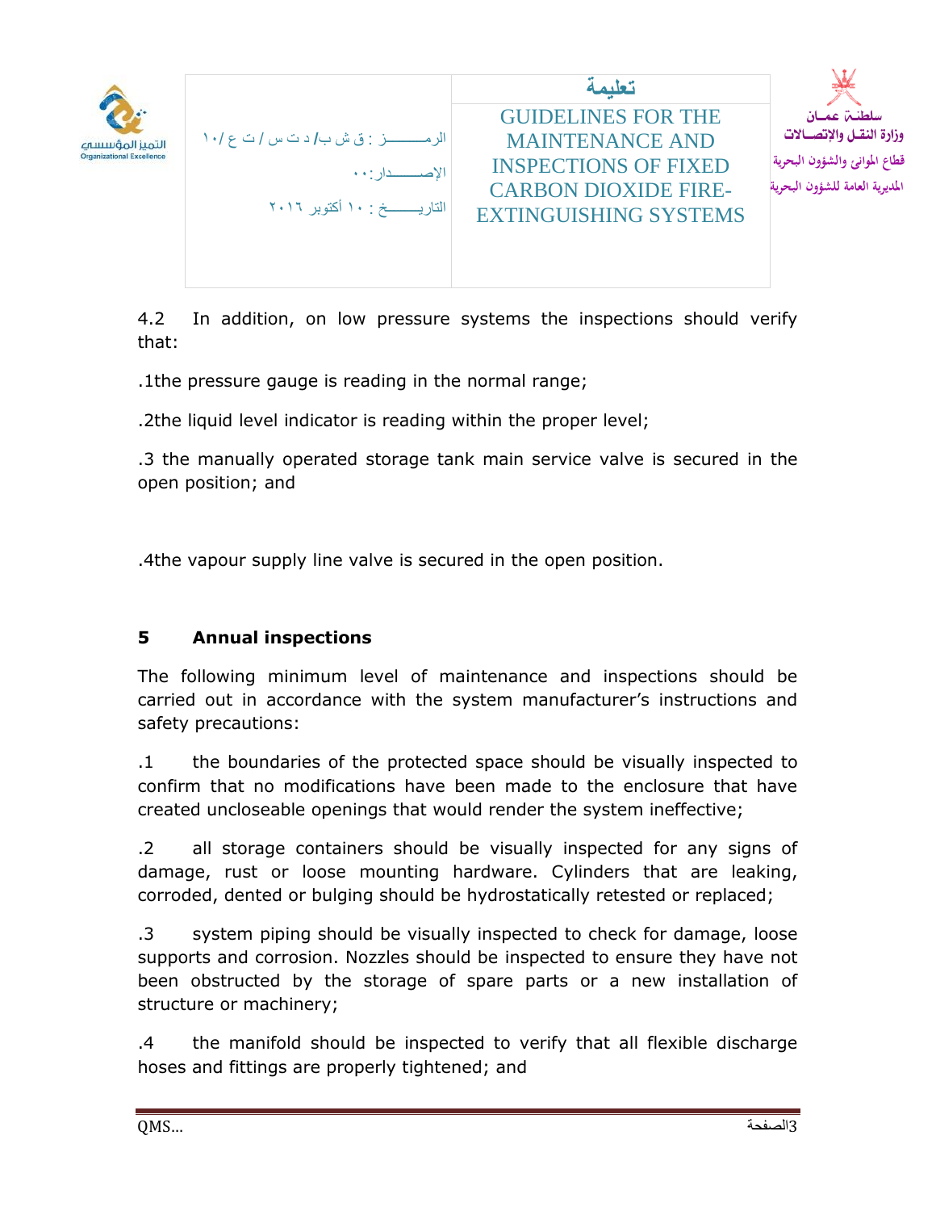4.2 In addition, on low pressure systems the inspections should verify that:

.1the pressure gauge is reading in the normal range;

.2the liquid level indicator is reading within the proper level;

.3 the manually operated storage tank main service valve is secured in the open position; and

.4the vapour supply line valve is secured in the open position.

## 5 Annual inspections

The following minimum level of maintenance and inspections should be carried out in accordance with the system manufacturer's instructions and safety precautions:

.1 the boundaries of the protected space should be visually inspected to confirm that no modifications have been made to the enclosure that have created uncloseable openings that would render the system ineffective;

.2 all storage containers should be visually inspected for any signs of damage, rust or loose mounting hardware. Cylinders that are leaking, corroded, dented or bulging should be hydrostatically retested or replaced;

.3 system piping should be visually inspected to check for damage, loose supports and corrosion. Nozzles should be inspected to ensure they have not been obstructed by the storage of spare parts or a new installation of structure or machinery;

.4 the manifold should be inspected to verify that all flexible discharge hoses and fittings are properly tightened; and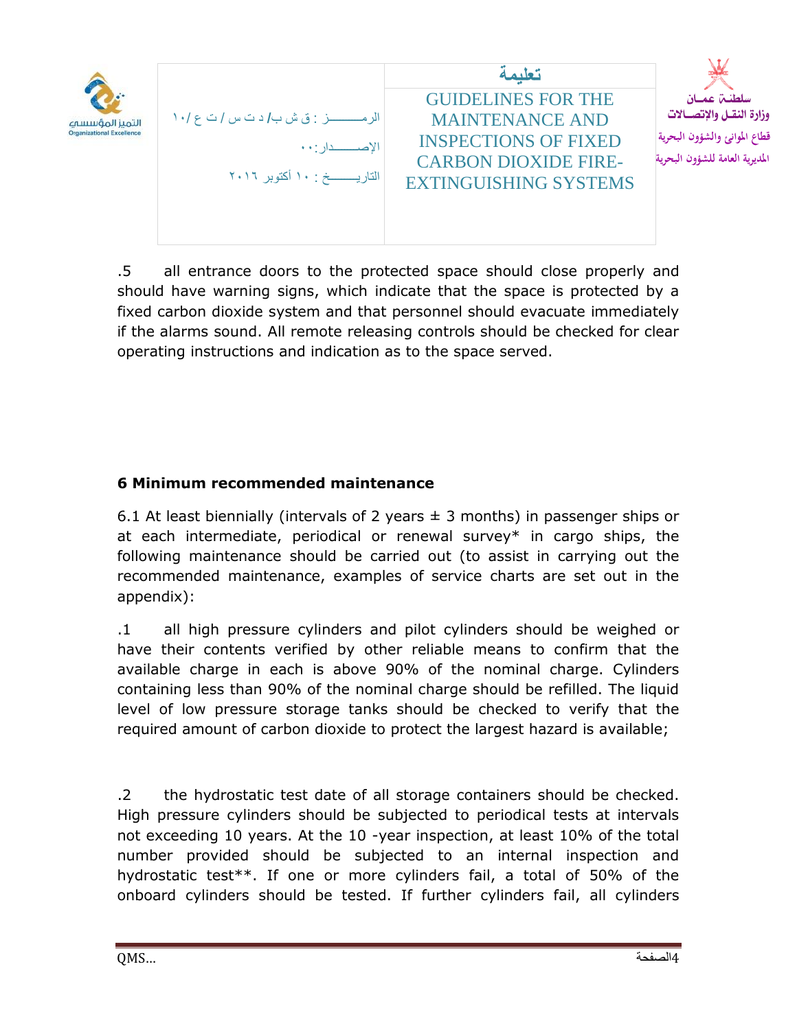.5 all entrance doors to the protected space should close properly and should have warning signs, which indicate that the space is protected by a fixed carbon dioxide system and that personnel should evacuate immediately if the alarms sound. All remote releasing controls should be checked for clear operating instructions and indication as to the space served.

## 6 Minimum recommended maintenance

6.1 At least biennially (intervals of 2 years ± 3 months) in passenger ships or at each intermediate, periodical or renewal survey* in cargo ships, the following maintenance should be carried out (to assist in carrying out the recommended maintenance, examples of service charts are set out in the appendix):

.1 all high pressure cylinders and pilot cylinders should be weighed or have their contents verified by other reliable means to confirm that the available charge in each is above 90% of the nominal charge. Cylinders containing less than 90% of the nominal charge should be refilled. The liquid level of low pressure storage tanks should be checked to verify that the required amount of carbon dioxide to protect the largest hazard is available;

.2 the hydrostatic test date of all storage containers should be checked. High pressure cylinders should be subjected to periodical tests at intervals not exceeding 10 years. At the 10 -year inspection, at least 10% of the total number provided should be subjected to an internal inspection and hydrostatic test**. If one or more cylinders fail, a total of 50% of the onboard cylinders should be tested. If further cylinders fail, all cylinders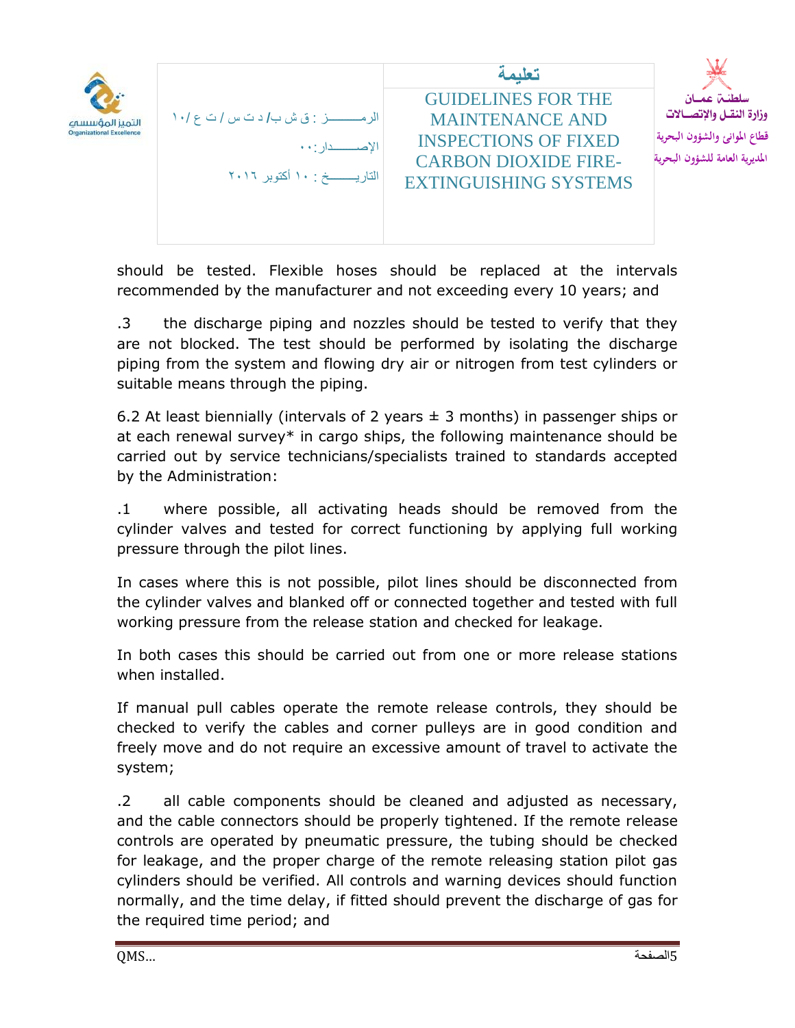should be tested. Flexible hoses should be replaced at the intervals recommended by the manufacturer and not exceeding every 10 years; and

.3 the discharge piping and nozzles should be tested to verify that they are not blocked. The test should be performed by isolating the discharge piping from the system and flowing dry air or nitrogen from test cylinders or suitable means through the piping.

6.2 At least biennially (intervals of 2 years ± 3 months) in passenger ships or at each renewal survey* in cargo ships, the following maintenance should be carried out by service technicians/specialists trained to standards accepted by the Administration:

.1 where possible, all activating heads should be removed from the cylinder valves and tested for correct functioning by applying full working pressure through the pilot lines.

In cases where this is not possible, pilot lines should be disconnected from the cylinder valves and blanked off or connected together and tested with full working pressure from the release station and checked for leakage.

In both cases this should be carried out from one or more release stations when installed.

If manual pull cables operate the remote release controls, they should be checked to verify the cables and corner pulleys are in good condition and freely move and do not require an excessive amount of travel to activate the system;

.2 all cable components should be cleaned and adjusted as necessary, and the cable connectors should be properly tightened. If the remote release controls are operated by pneumatic pressure, the tubing should be checked for leakage, and the proper charge of the remote releasing station pilot gas cylinders should be verified. All controls and warning devices should function normally, and the time delay, if fitted should prevent the discharge of gas for the required time period; and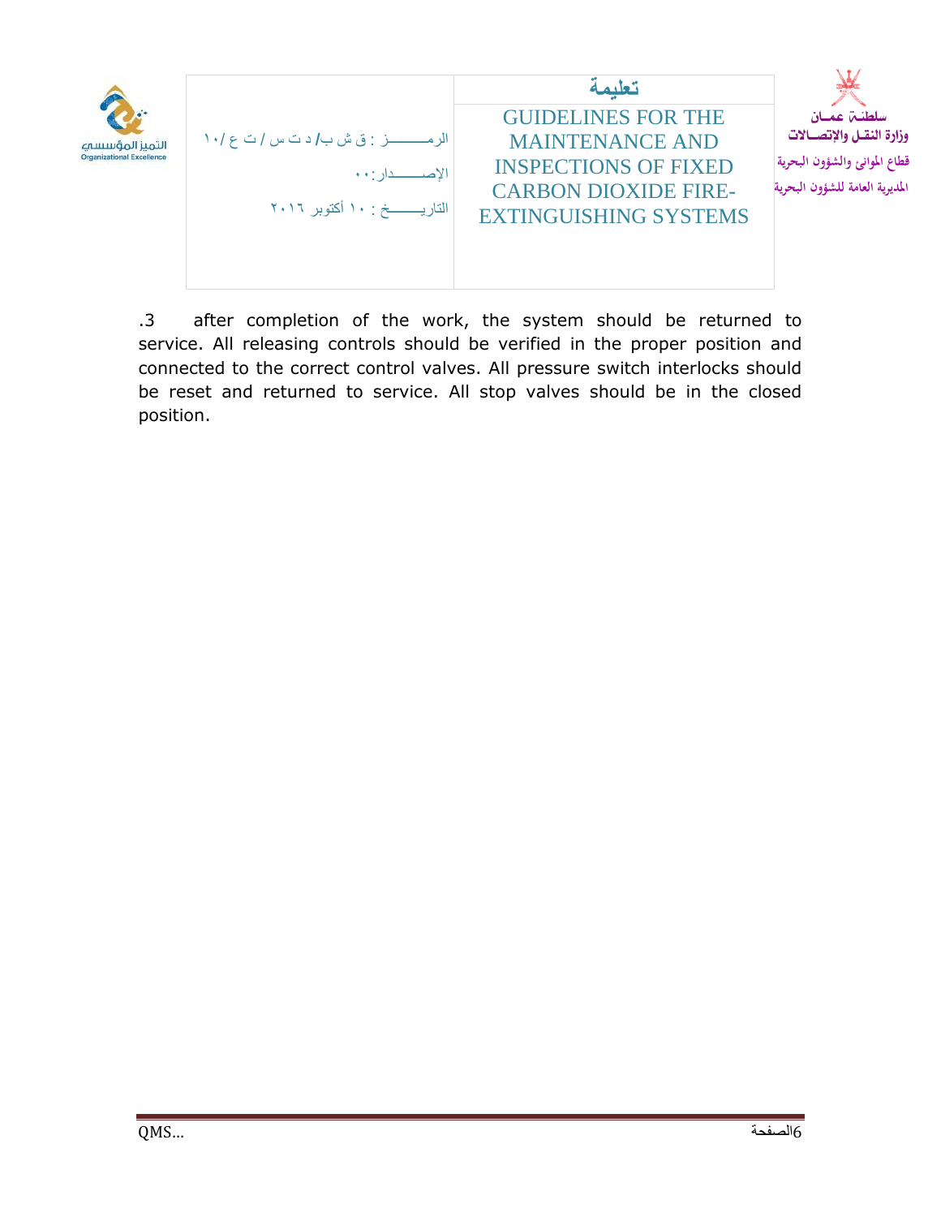.3 after completion of the work, the system should be returned to service. All releasing controls should be verified in the proper position and connected to the correct control valves. All pressure switch interlocks should be reset and returned to service. All stop valves should be in the closed position.